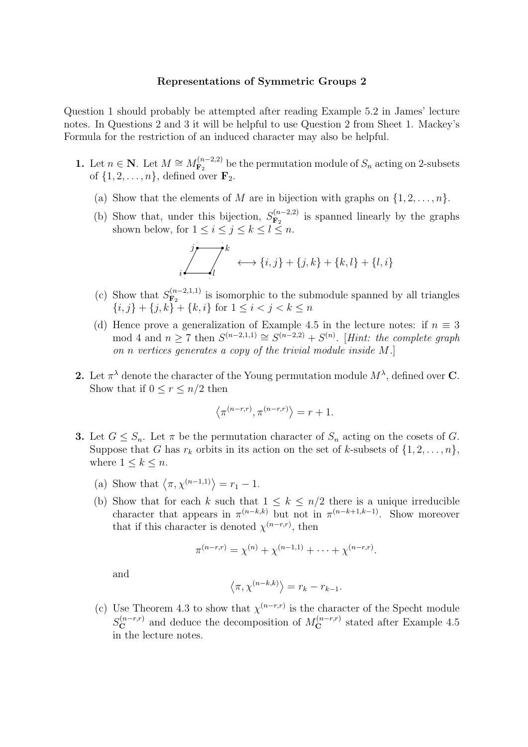**Representations of Symmetric Groups 2**

Question 1 should probably be attempted after reading Example 5.2 in James' lecture notes. In Questions 2 and 3 it will be helpful to use Question 2 from Sheet 1. Mackey's Formula for the restriction of an induced character may also be helpful.

**1.** Let $n \in \mathbf{N}$. Let $M \cong M^{(n-2,2)}_{\mathbf{F}_2}$ be the permutation module of $S_n$ acting on 2-subsets of $\{1, 2, \ldots, n\}$, defined over $\mathbf{F}_2$.

(a) Show that the elements of $M$ are in bijection with graphs on $\{1, 2, \ldots, n\}$.

(b) Show that, under this bijection, $S^{(n-2,2)}_{\mathbf{F}_2}$ is spanned linearly by the graphs shown below, for $1 \leq i \leq j \leq k \leq l \leq n$.

$$\longleftrightarrow \{i, j\} + \{j, k\} + \{k, l\} + \{l, i\}$$

(c) Show that $S^{(n-2,1,1)}_{\mathbf{F}_2}$ is isomorphic to the submodule spanned by all triangles $\{i, j\} + \{j, k\} + \{k, i\}$ for $1 \leq i < j < k \leq n$

(d) Hence prove a generalization of Example 4.5 in the lecture notes: if $n \equiv 3 \bmod 4$ and $n \geq 7$ then $S^{(n-2,1,1)} \cong S^{(n-2,2)} + S^{(n)}$. [*Hint: the complete graph on n vertices generates a copy of the trivial module inside M.*]

**2.** Let $\pi^\lambda$ denote the character of the Young permutation module $M^\lambda$, defined over $\mathbf{C}$. Show that if $0 \leq r \leq n/2$ then

$$\left\langle \pi^{(n-r,r)}, \pi^{(n-r,r)} \right\rangle = r + 1.$$

**3.** Let $G \leq S_n$. Let $\pi$ be the permutation character of $S_n$ acting on the cosets of $G$. Suppose that $G$ has $r_k$ orbits in its action on the set of $k$-subsets of $\{1, 2, \ldots, n\}$, where $1 \leq k \leq n$.

(a) Show that $\left\langle \pi, \chi^{(n-1,1)} \right\rangle = r_1 - 1$.

(b) Show that for each $k$ such that $1 \leq k \leq n/2$ there is a unique irreducible character that appears in $\pi^{(n-k,k)}$ but not in $\pi^{(n-k+1,k-1)}$. Show moreover that if this character is denoted $\chi^{(n-r,r)}$, then

$$\pi^{(n-r,r)} = \chi^{(n)} + \chi^{(n-1,1)} + \cdots + \chi^{(n-r,r)}.$$

and

$$\left\langle \pi, \chi^{(n-k,k)} \right\rangle = r_k - r_{k-1}.$$

(c) Use Theorem 4.3 to show that $\chi^{(n-r,r)}$ is the character of the Specht module $S^{(n-r,r)}_{\mathbf{C}}$ and deduce the decomposition of $M^{(n-r,r)}_{\mathbf{C}}$ stated after Example 4.5 in the lecture notes.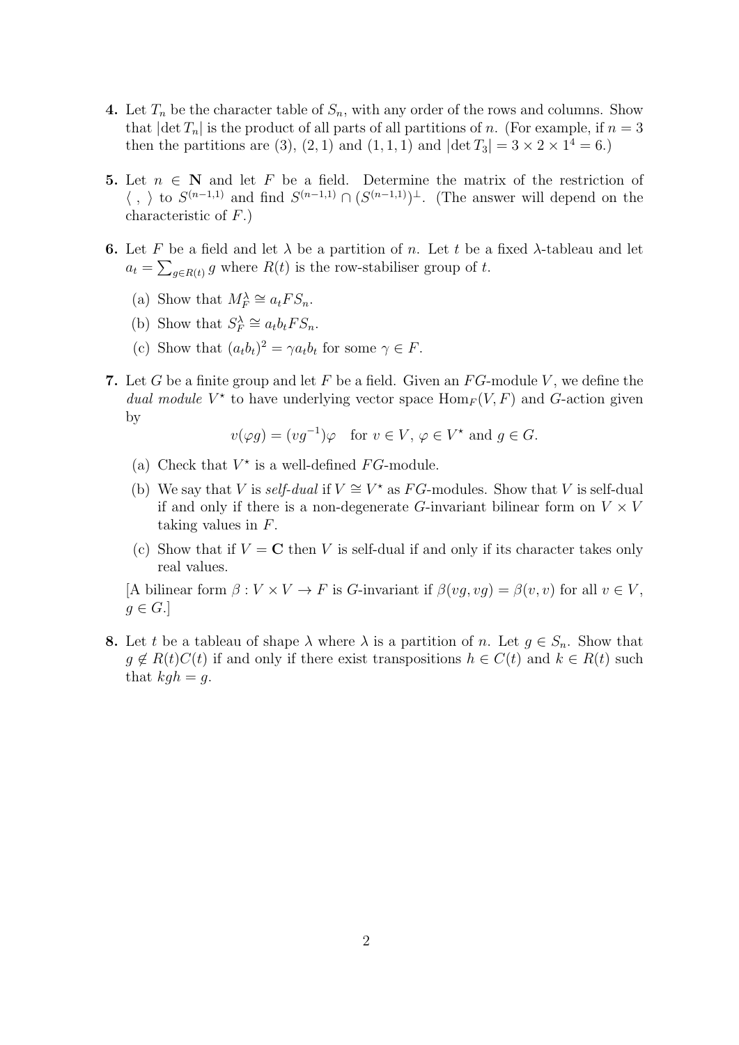**4.** Let $T_n$ be the character table of $S_n$, with any order of the rows and columns. Show that $|\det T_n|$ is the product of all parts of all partitions of $n$. (For example, if $n = 3$ then the partitions are $(3)$, $(2, 1)$ and $(1, 1, 1)$ and $|\det T_3| = 3 \times 2 \times 1^4 = 6$.)

**5.** Let $n \in \mathbf{N}$ and let $F$ be a field. Determine the matrix of the restriction of $\langle\ ,\ \rangle$ to $S^{(n-1,1)}$ and find $S^{(n-1,1)} \cap (S^{(n-1,1)})^\perp$. (The answer will depend on the characteristic of $F$.)

**6.** Let $F$ be a field and let $\lambda$ be a partition of $n$. Let $t$ be a fixed $\lambda$-tableau and let $a_t = \sum_{g \in R(t)} g$ where $R(t)$ is the row-stabiliser group of $t$.

(a) Show that $M_F^\lambda \cong a_t F S_n$.

(b) Show that $S_F^\lambda \cong a_t b_t F S_n$.

(c) Show that $(a_t b_t)^2 = \gamma a_t b_t$ for some $\gamma \in F$.

**7.** Let $G$ be a finite group and let $F$ be a field. Given an $FG$-module $V$, we define the *dual module* $V^\star$ to have underlying vector space $\mathrm{Hom}_F(V, F)$ and $G$-action given by

$$v(\varphi g) = (vg^{-1})\varphi \quad \text{for } v \in V,\ \varphi \in V^\star \text{ and } g \in G.$$

(a) Check that $V^\star$ is a well-defined $FG$-module.

(b) We say that $V$ is *self-dual* if $V \cong V^\star$ as $FG$-modules. Show that $V$ is self-dual if and only if there is a non-degenerate $G$-invariant bilinear form on $V \times V$ taking values in $F$.

(c) Show that if $V = \mathbf{C}$ then $V$ is self-dual if and only if its character takes only real values.

[A bilinear form $\beta : V \times V \to F$ is $G$-invariant if $\beta(vg, vg) = \beta(v, v)$ for all $v \in V$, $g \in G$.]

**8.** Let $t$ be a tableau of shape $\lambda$ where $\lambda$ is a partition of $n$. Let $g \in S_n$. Show that $g \notin R(t)C(t)$ if and only if there exist transpositions $h \in C(t)$ and $k \in R(t)$ such that $kgh = g$.